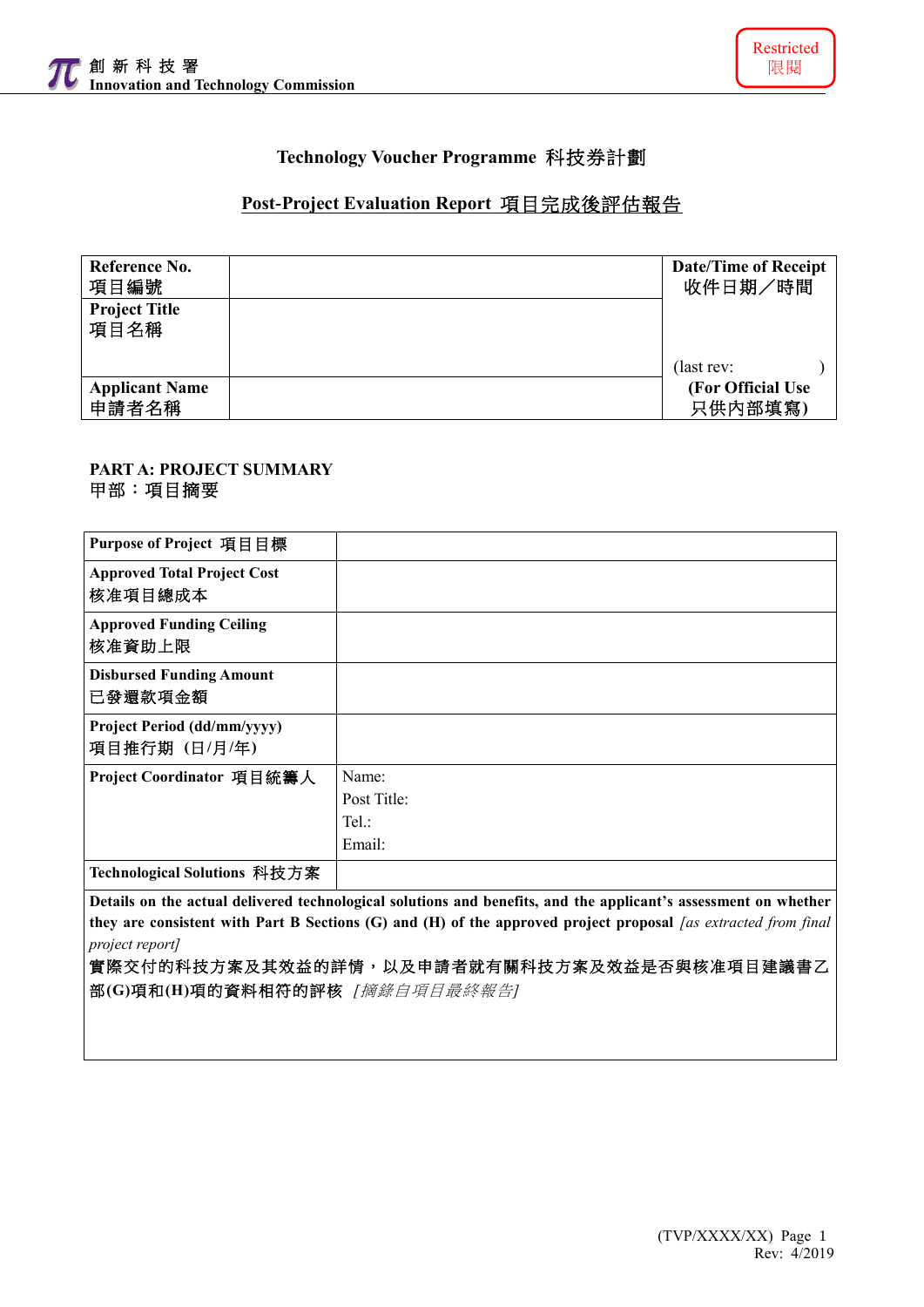創新科技署
**Innovation and Technology Commission**

Restricted
限閱

**Technology Voucher Programme 科技券計劃**

## Post-Project Evaluation Report 項目完成後評估報告

| Reference No.<br>項目編號 | | Date/Time of Receipt<br>收件日期／時間<br><br>(last rev: )<br>**(For Official Use<br>只供內部填寫)** |
|---|---|---|
| **Project Title**<br>**項目名稱** | | |
| **Applicant Name**<br>**申請者名稱** | | |

**PART A: PROJECT SUMMARY**
**甲部：項目摘要**

| | |
|---|---|
| **Purpose of Project 項目目標** | |
| **Approved Total Project Cost**<br>**核准項目總成本** | |
| **Approved Funding Ceiling**<br>**核准資助上限** | |
| **Disbursed Funding Amount**<br>**已發還款項金額** | |
| **Project Period (dd/mm/yyyy)**<br>**項目推行期 (日/月/年)** | |
| **Project Coordinator 項目統籌人** | Name:<br>Post Title:<br>Tel.:<br>Email: |
| **Technological Solutions 科技方案** | |
| **Details on the actual delivered technological solutions and benefits, and the applicant's assessment on whether they are consistent with Part B Sections (G) and (H) of the approved project proposal** *[as extracted from final project report]*<br>**實際交付的科技方案及其效益的詳情，以及申請者就有關科技方案及效益是否與核准項目建議書乙部(G)項和(H)項的資料相符的評核** *[摘錄自項目最終報告]* | |

(TVP/XXXX/XX)
Rev: 4/2019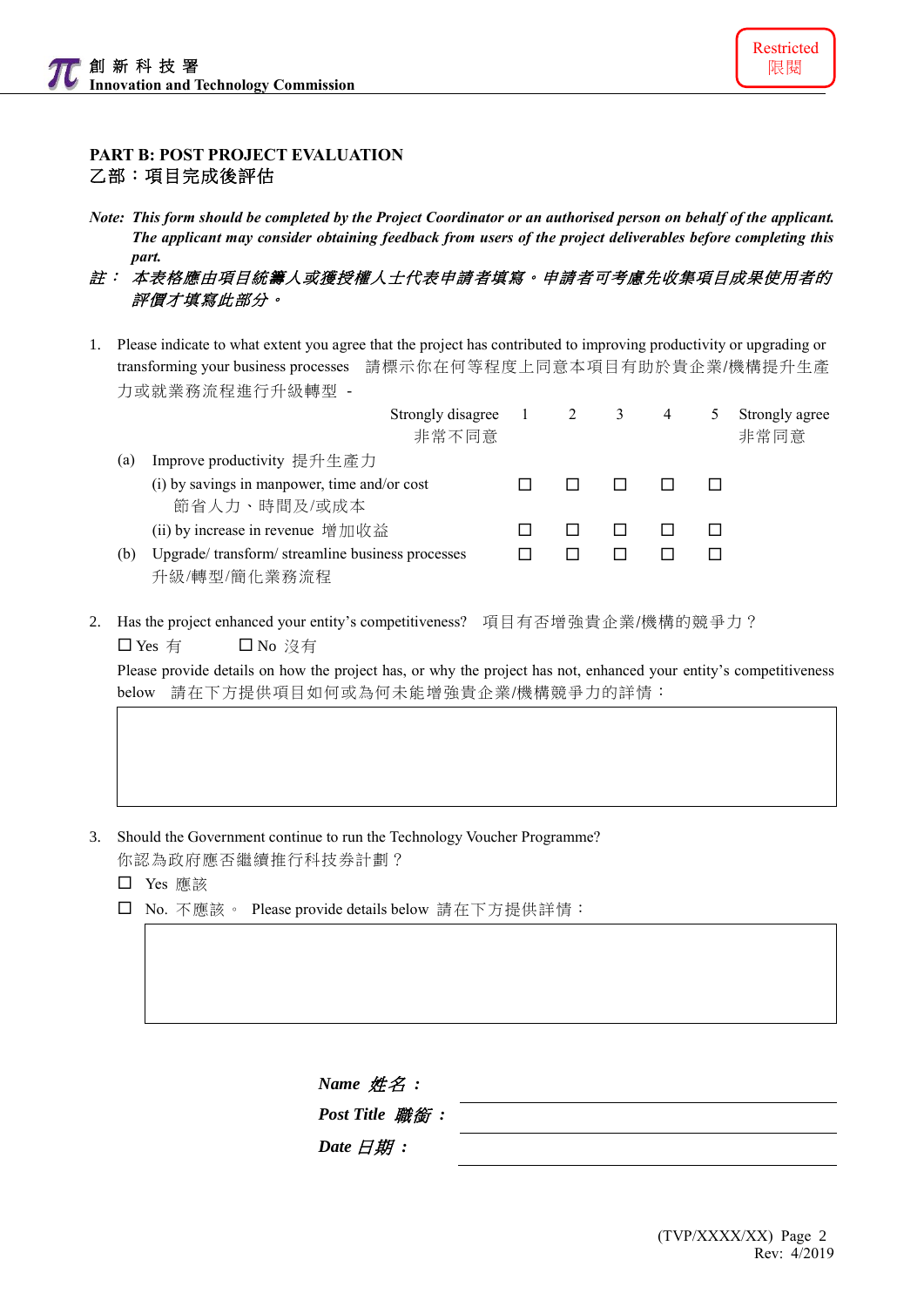Restricted
限閱

**創新科技署**
**Innovation and Technology Commission**

## PART B: POST PROJECT EVALUATION
## 乙部：項目完成後評估

***Note:** This form should be completed by the Project Coordinator or an authorised person on behalf of the applicant. The applicant may consider obtaining feedback from users of the project deliverables before completing this part.*

***註：** 本表格應由項目統籌人或獲授權人士代表申請者填寫。申請者可考慮先收集項目成果使用者的評價才填寫此部分。*

1. Please indicate to what extent you agree that the project has contributed to improving productivity or upgrading or transforming your business processes 請標示你在何等程度上同意本項目有助於貴企業/機構提升生產力或就業務流程進行升級轉型 -

| | | Strongly disagree 非常不同意 1 | 2 | 3 | 4 | 5 Strongly agree 非常同意 |
|---|---|---|---|---|---|---|
| (a) | Improve productivity 提升生產力 | | | | | |
| | (i) by savings in manpower, time and/or cost 節省人力、時間及/或成本 | ☐ | ☐ | ☐ | ☐ | ☐ |
| | (ii) by increase in revenue 增加收益 | ☐ | ☐ | ☐ | ☐ | ☐ |
| (b) | Upgrade/ transform/ streamline business processes 升級/轉型/簡化業務流程 | ☐ | ☐ | ☐ | ☐ | ☐ |

2. Has the project enhanced your entity's competitiveness? 項目有否增強貴企業/機構的競爭力？

   ☐ Yes 有 ☐ No 沒有

   Please provide details on how the project has, or why the project has not, enhanced your entity's competitiveness below 請在下方提供項目如何或為何未能增強貴企業/機構競爭力的詳情：

3. Should the Government continue to run the Technology Voucher Programme?
   你認為政府應否繼續推行科技券計劃？

   ☐ Yes 應該

   ☐ No. 不應該。 Please provide details below 請在下方提供詳情：

***Name 姓名：*** ____________________

***Post Title 職銜：*** ____________________

***Date 日期：*** ____________________

(TVP/XXXX/XX)
Rev: 4/2019